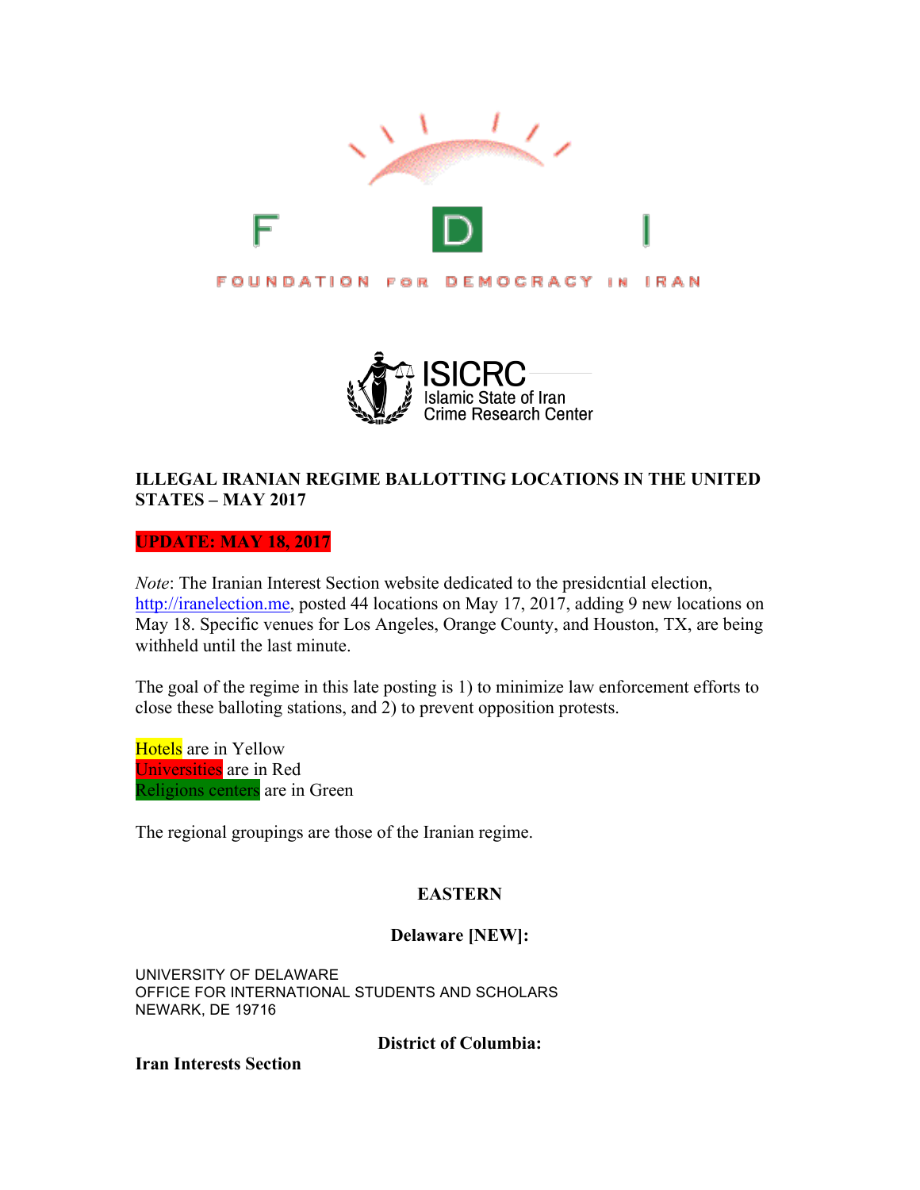FDI

FOUNDATION FOR DEMOCRACY IN IRAN

ISICRC
Islamic State of Iran
Crime Research Center

**ILLEGAL IRANIAN REGIME BALLOTTING LOCATIONS IN THE UNITED STATES – MAY 2017**

**UPDATE: MAY 18, 2017**

*Note*: The Iranian Interest Section website dedicated to the presidcntial election, http://iranelection.me, posted 44 locations on May 17, 2017, adding 9 new locations on May 18. Specific venues for Los Angeles, Orange County, and Houston, TX, are being withheld until the last minute.

The goal of the regime in this late posting is 1) to minimize law enforcement efforts to close these balloting stations, and 2) to prevent opposition protests.

Hotels are in Yellow
Universities are in Red
Religions centers are in Green

The regional groupings are those of the Iranian regime.

## EASTERN

### Delaware [NEW]:

UNIVERSITY OF DELAWARE
OFFICE FOR INTERNATIONAL STUDENTS AND SCHOLARS
NEWARK, DE 19716

### District of Columbia:

**Iran Interests Section**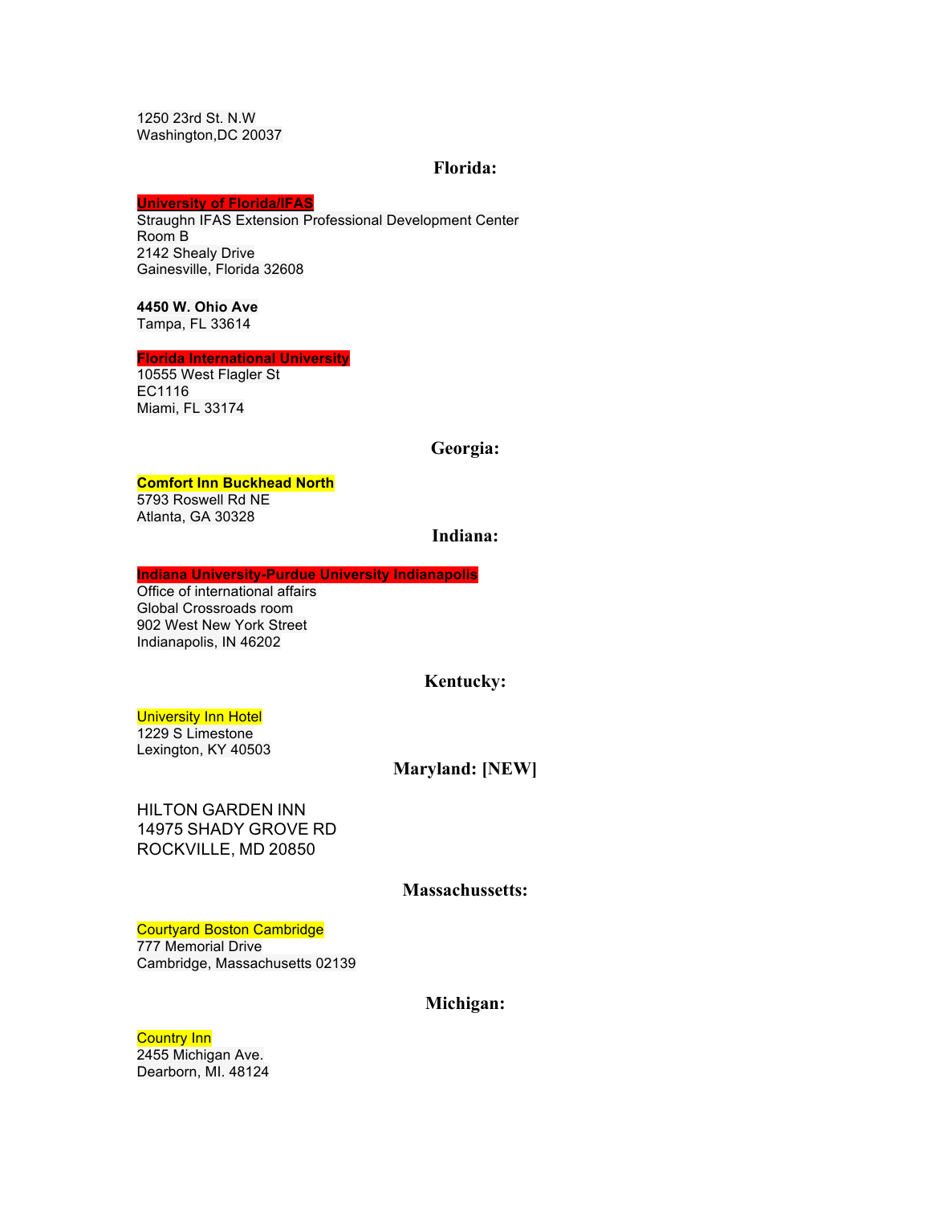1250 23rd St. N.W
Washington,DC 20037

## Florida:

**University of Florida/IFAS**
Straughn IFAS Extension Professional Development Center
Room B
2142 Shealy Drive
Gainesville, Florida 32608

**4450 W. Ohio Ave**
Tampa, FL 33614

**Florida International University**
10555 West Flagler St
EC1116
Miami, FL 33174

## Georgia:

**Comfort Inn Buckhead North**
5793 Roswell Rd NE
Atlanta, GA 30328

## Indiana:

**Indiana University-Purdue University Indianapolis**
Office of international affairs
Global Crossroads room
902 West New York Street
Indianapolis, IN 46202

## Kentucky:

University Inn Hotel
1229 S Limestone
Lexington, KY 40503

## Maryland: [NEW]

HILTON GARDEN INN
14975 SHADY GROVE RD
ROCKVILLE, MD 20850

## Massachussetts:

Courtyard Boston Cambridge
777 Memorial Drive
Cambridge, Massachusetts 02139

## Michigan:

Country Inn
2455 Michigan Ave.
Dearborn, MI. 48124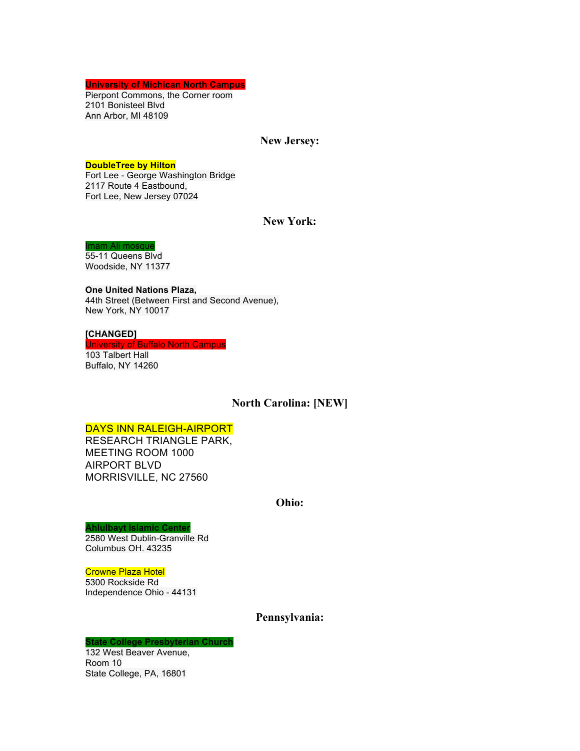**University of Michican North Campus**
Pierpont Commons, the Corner room
2101 Bonisteel Blvd
Ann Arbor, MI 48109

## New Jersey:

**DoubleTree by Hilton**
Fort Lee - George Washington Bridge
2117 Route 4 Eastbound,
Fort Lee, New Jersey 07024

## New York:

Imam Ali mosque
55-11 Queens Blvd
Woodside, NY 11377

**One United Nations Plaza,**
44th Street (Between First and Second Avenue),
New York, NY 10017

**[CHANGED]**
University of Buffalo North Campus
103 Talbert Hall
Buffalo, NY 14260

## North Carolina: [NEW]

DAYS INN RALEIGH-AIRPORT
RESEARCH TRIANGLE PARK,
MEETING ROOM 1000
AIRPORT BLVD
MORRISVILLE, NC 27560

## Ohio:

**Ahlulbayt Islamic Center**
2580 West Dublin-Granville Rd
Columbus OH. 43235

Crowne Plaza Hotel
5300 Rockside Rd
Independence Ohio - 44131

## Pennsylvania:

**State College Presbyterian Church**
132 West Beaver Avenue,
Room 10
State College, PA, 16801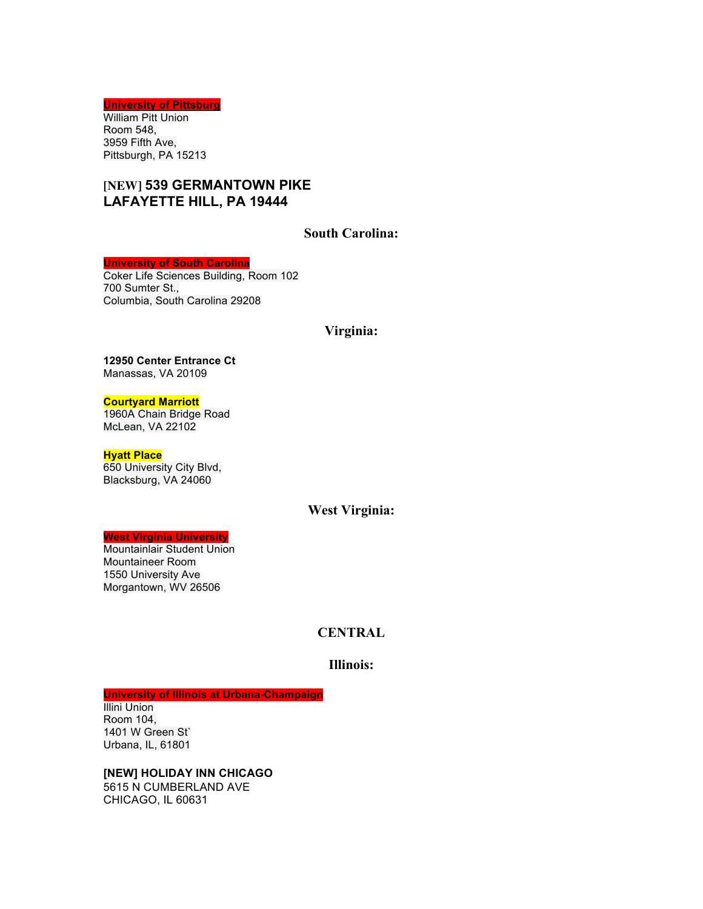**University of Pittsburg**
William Pitt Union
Room 548,
3959 Fifth Ave,
Pittsburgh, PA 15213

**[NEW] 539 GERMANTOWN PIKE**
**LAFAYETTE HILL, PA 19444**

### South Carolina:

**University of South Carolina**
Coker Life Sciences Building, Room 102
700 Sumter St.,
Columbia, South Carolina 29208

### Virginia:

**12950 Center Entrance Ct**
Manassas, VA 20109

**Courtyard Marriott**
1960A Chain Bridge Road
McLean, VA 22102

**Hyatt Place**
650 University City Blvd,
Blacksburg, VA 24060

### West Virginia:

**West Virginia University**
Mountainlair Student Union
Mountaineer Room
1550 University Ave
Morgantown, WV 26506

## CENTRAL

### Illinois:

**University of Illinois at Urbana-Champaign**
Illini Union
Room 104,
1401 W Green St`
Urbana, IL, 61801

**[NEW] HOLIDAY INN CHICAGO**
5615 N CUMBERLAND AVE
CHICAGO, IL 60631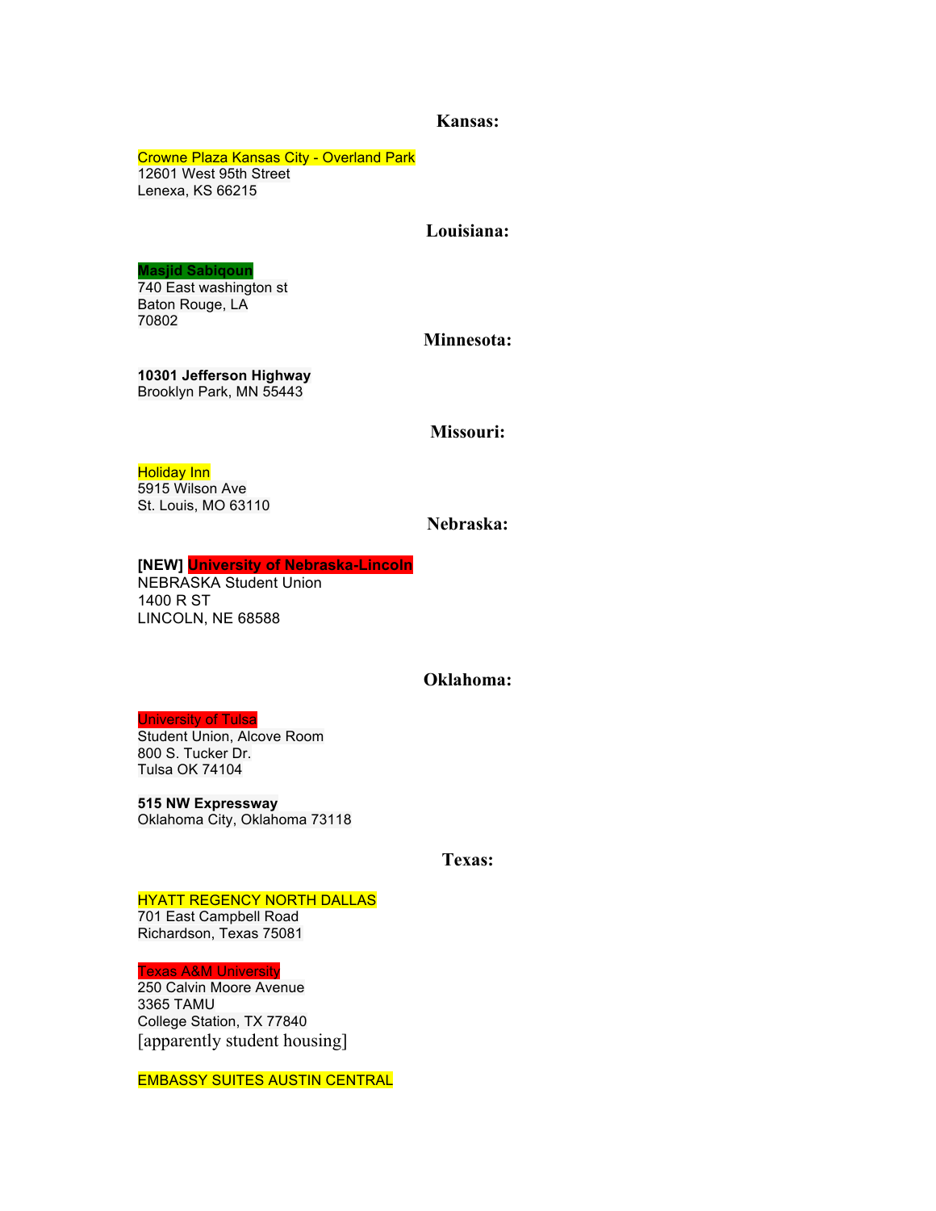## Kansas:

Crowne Plaza Kansas City - Overland Park
12601 West 95th Street
Lenexa, KS 66215

## Louisiana:

**Masjid Sabiqoun**
740 East washington st
Baton Rouge, LA
70802

## Minnesota:

**10301 Jefferson Highway**
Brooklyn Park, MN 55443

## Missouri:

Holiday Inn
5915 Wilson Ave
St. Louis, MO 63110

## Nebraska:

**[NEW] University of Nebraska-Lincoln**
NEBRASKA Student Union
1400 R ST
LINCOLN, NE 68588

## Oklahoma:

University of Tulsa
Student Union, Alcove Room
800 S. Tucker Dr.
Tulsa OK 74104

**515 NW Expressway**
Oklahoma City, Oklahoma 73118

## Texas:

HYATT REGENCY NORTH DALLAS
701 East Campbell Road
Richardson, Texas 75081

Texas A&M University
250 Calvin Moore Avenue
3365 TAMU
College Station, TX 77840
[apparently student housing]

EMBASSY SUITES AUSTIN CENTRAL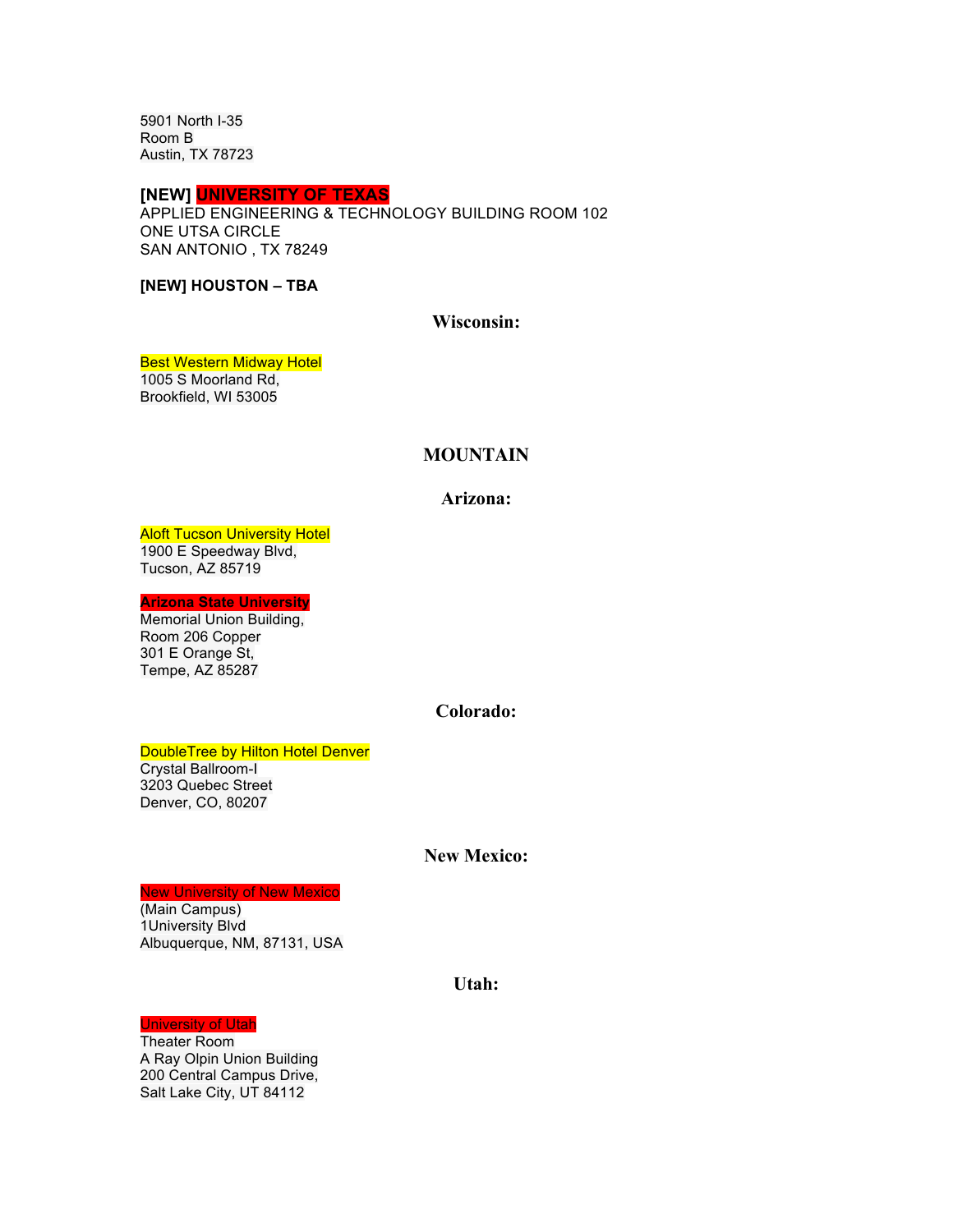5901 North I-35
Room B
Austin, TX 78723

**[NEW] UNIVERSITY OF TEXAS**
APPLIED ENGINEERING & TECHNOLOGY BUILDING ROOM 102
ONE UTSA CIRCLE
SAN ANTONIO , TX 78249

**[NEW] HOUSTON – TBA**

### Wisconsin:

Best Western Midway Hotel
1005 S Moorland Rd,
Brookfield, WI 53005

## MOUNTAIN

### Arizona:

Aloft Tucson University Hotel
1900 E Speedway Blvd,
Tucson, AZ 85719

**Arizona State University**
Memorial Union Building,
Room 206 Copper
301 E Orange St,
Tempe, AZ 85287

### Colorado:

DoubleTree by Hilton Hotel Denver
Crystal Ballroom-I
3203 Quebec Street
Denver, CO, 80207

### New Mexico:

New University of New Mexico
(Main Campus)
1University Blvd
Albuquerque, NM, 87131, USA

### Utah:

University of Utah
Theater Room
A Ray Olpin Union Building
200 Central Campus Drive,
Salt Lake City, UT 84112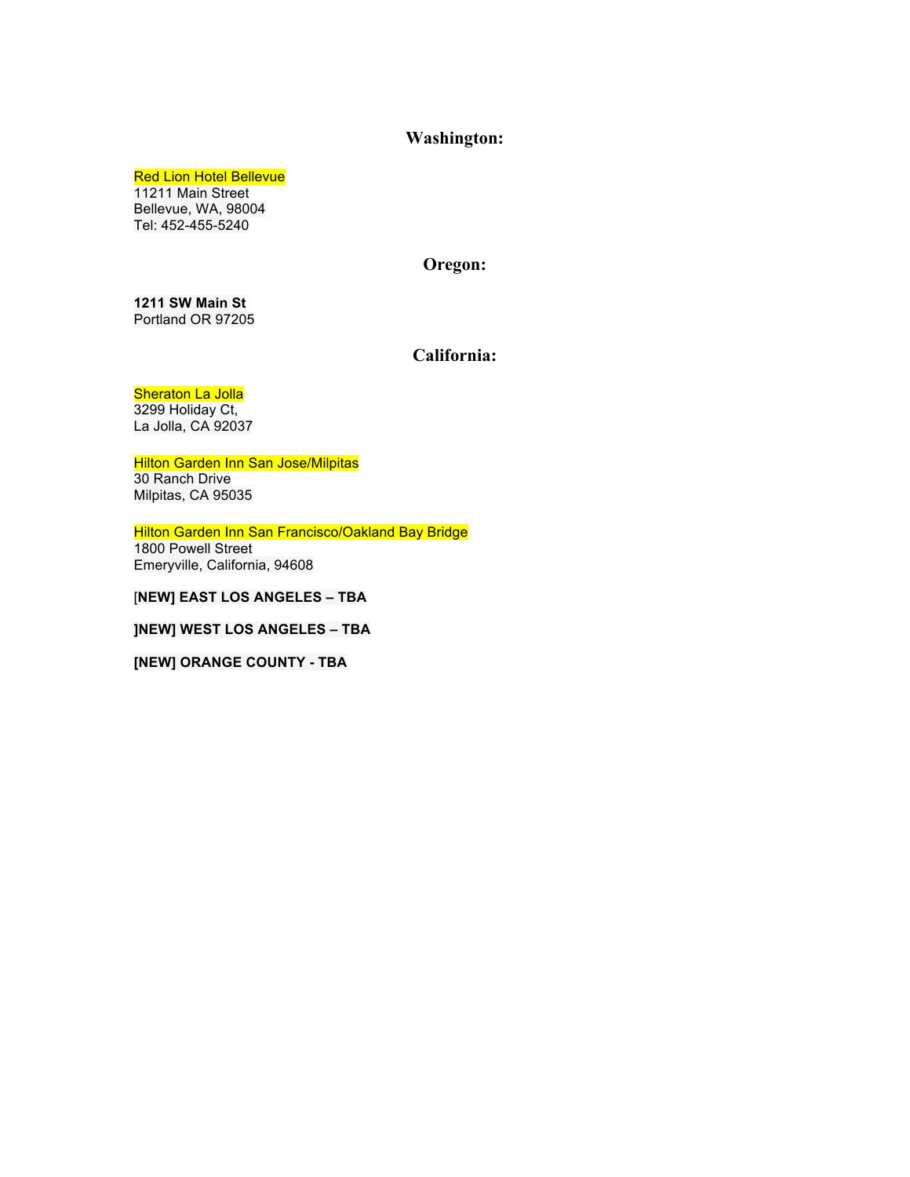## Washington:

Red Lion Hotel Bellevue
11211 Main Street
Bellevue, WA, 98004
Tel: 452-455-5240

## Oregon:

**1211 SW Main St**
Portland OR 97205

## California:

Sheraton La Jolla
3299 Holiday Ct,
La Jolla, CA 92037

Hilton Garden Inn San Jose/Milpitas
30 Ranch Drive
Milpitas, CA 95035

Hilton Garden Inn San Francisco/Oakland Bay Bridge
1800 Powell Street
Emeryville, California, 94608

**[NEW] EAST LOS ANGELES – TBA**

**]NEW] WEST LOS ANGELES – TBA**

**[NEW] ORANGE COUNTY - TBA**